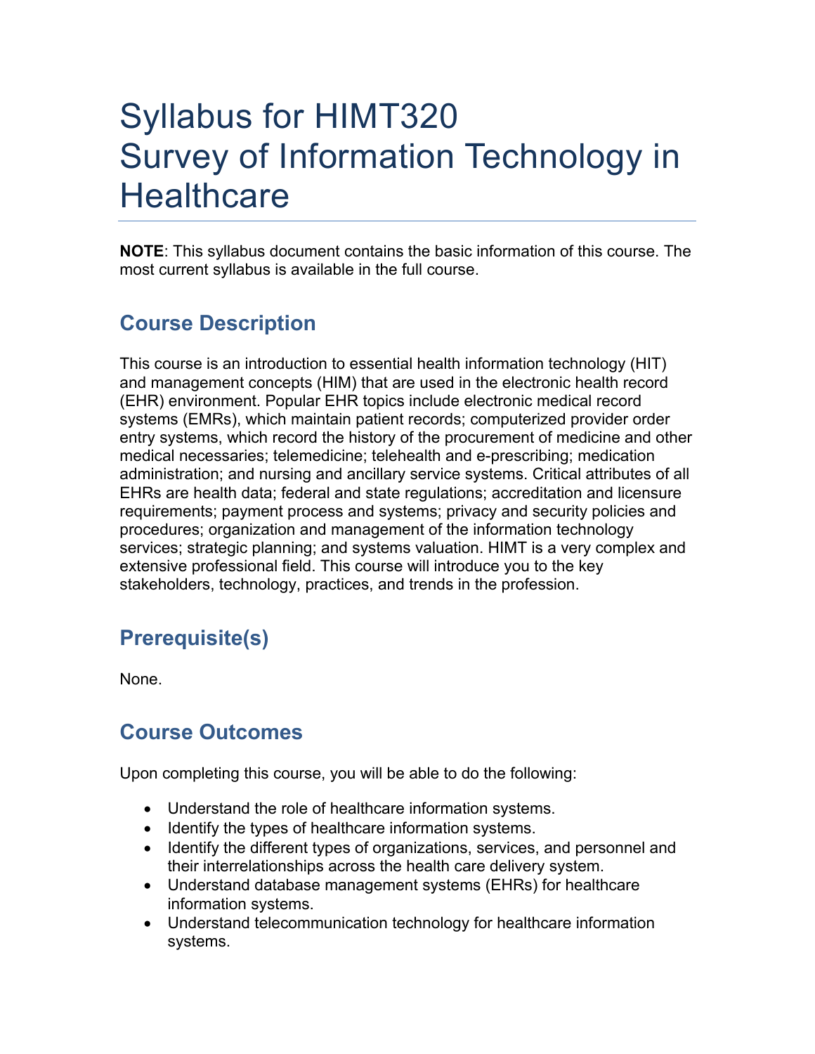# Syllabus for HIMT320 Survey of Information Technology in Healthcare

**NOTE**: This syllabus document contains the basic information of this course. The most current syllabus is available in the full course.

## Course Description

This course is an introduction to essential health information technology (HIT) and management concepts (HIM) that are used in the electronic health record (EHR) environment. Popular EHR topics include electronic medical record systems (EMRs), which maintain patient records; computerized provider order entry systems, which record the history of the procurement of medicine and other medical necessaries; telemedicine; telehealth and e-prescribing; medication administration; and nursing and ancillary service systems. Critical attributes of all EHRs are health data; federal and state regulations; accreditation and licensure requirements; payment process and systems; privacy and security policies and procedures; organization and management of the information technology services; strategic planning; and systems valuation. HIMT is a very complex and extensive professional field. This course will introduce you to the key stakeholders, technology, practices, and trends in the profession.

## Prerequisite(s)

None.

## Course Outcomes

Upon completing this course, you will be able to do the following:

- Understand the role of healthcare information systems.
- Identify the types of healthcare information systems.
- Identify the different types of organizations, services, and personnel and their interrelationships across the health care delivery system.
- Understand database management systems (EHRs) for healthcare information systems.
- Understand telecommunication technology for healthcare information systems.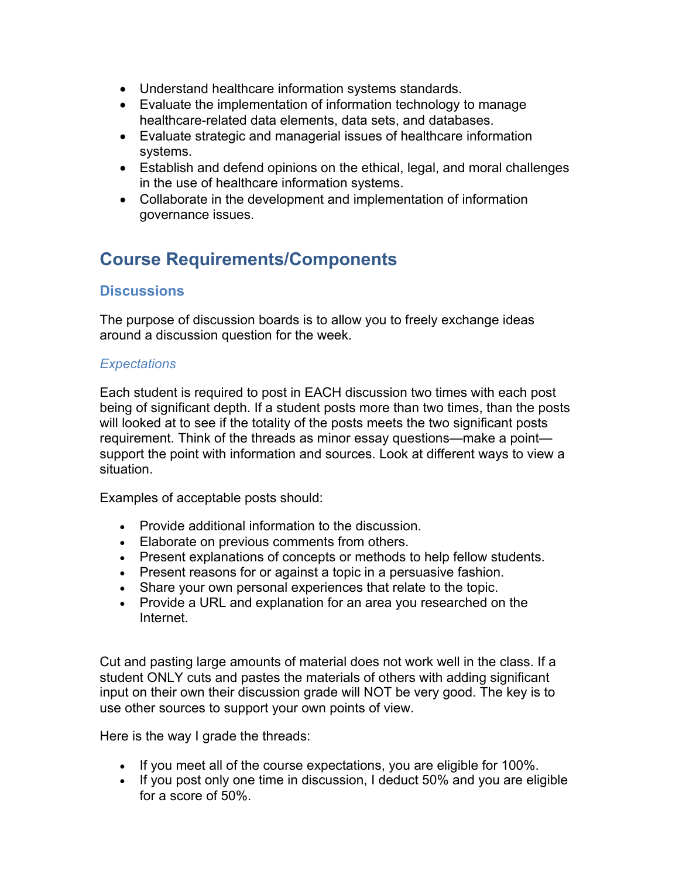- Understand healthcare information systems standards.
- Evaluate the implementation of information technology to manage healthcare-related data elements, data sets, and databases.
- Evaluate strategic and managerial issues of healthcare information systems.
- Establish and defend opinions on the ethical, legal, and moral challenges in the use of healthcare information systems.
- Collaborate in the development and implementation of information governance issues.

## Course Requirements/Components

### Discussions

The purpose of discussion boards is to allow you to freely exchange ideas around a discussion question for the week.

#### *Expectations*

Each student is required to post in EACH discussion two times with each post being of significant depth. If a student posts more than two times, than the posts will looked at to see if the totality of the posts meets the two significant posts requirement. Think of the threads as minor essay questions—make a point—support the point with information and sources. Look at different ways to view a situation.

Examples of acceptable posts should:

- Provide additional information to the discussion.
- Elaborate on previous comments from others.
- Present explanations of concepts or methods to help fellow students.
- Present reasons for or against a topic in a persuasive fashion.
- Share your own personal experiences that relate to the topic.
- Provide a URL and explanation for an area you researched on the Internet.

Cut and pasting large amounts of material does not work well in the class. If a student ONLY cuts and pastes the materials of others with adding significant input on their own their discussion grade will NOT be very good. The key is to use other sources to support your own points of view.

Here is the way I grade the threads:

- If you meet all of the course expectations, you are eligible for 100%.
- If you post only one time in discussion, I deduct 50% and you are eligible for a score of 50%.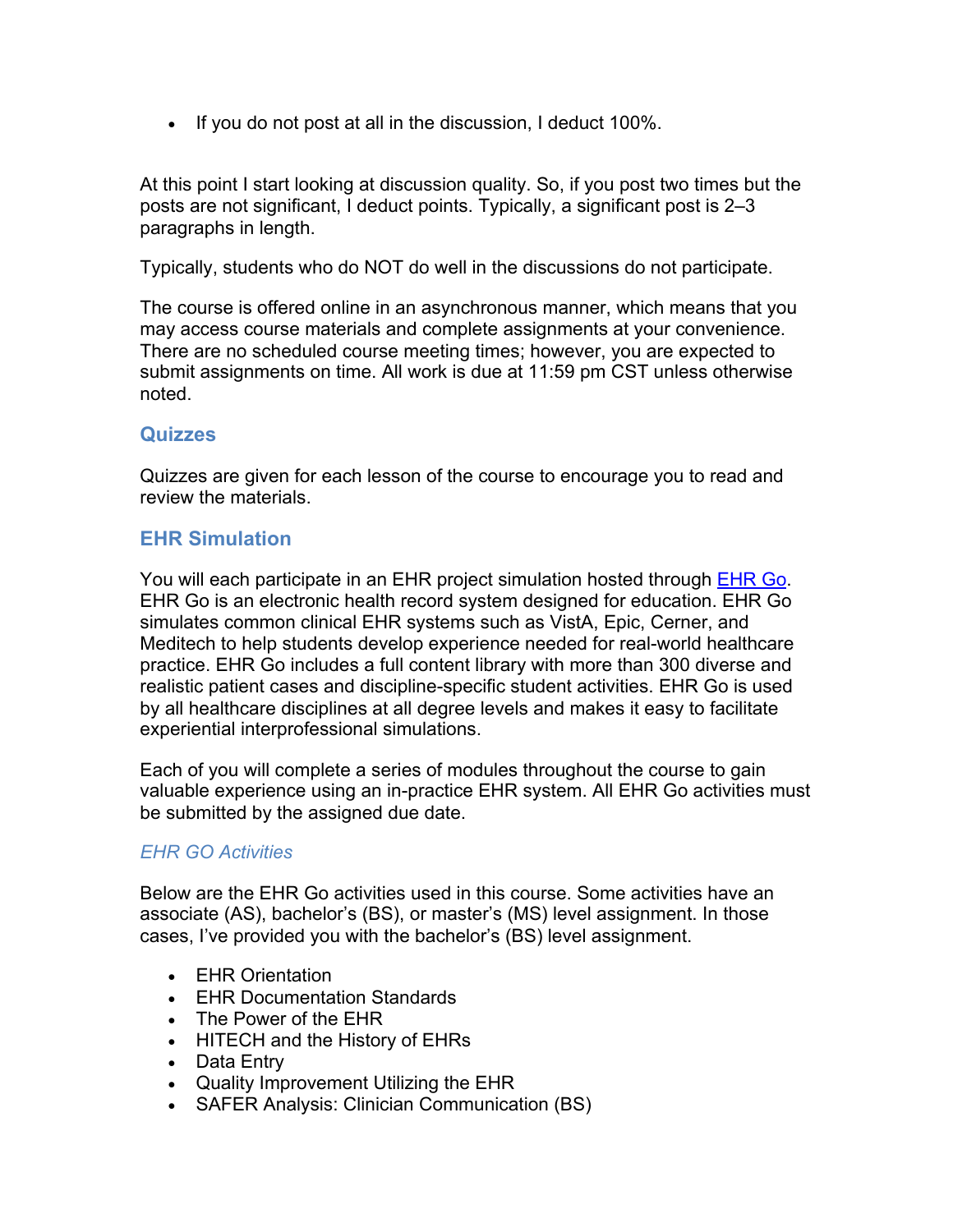- If you do not post at all in the discussion, I deduct 100%.

At this point I start looking at discussion quality. So, if you post two times but the posts are not significant, I deduct points. Typically, a significant post is 2–3 paragraphs in length.

Typically, students who do NOT do well in the discussions do not participate.

The course is offered online in an asynchronous manner, which means that you may access course materials and complete assignments at your convenience. There are no scheduled course meeting times; however, you are expected to submit assignments on time. All work is due at 11:59 pm CST unless otherwise noted.

## Quizzes

Quizzes are given for each lesson of the course to encourage you to read and review the materials.

## EHR Simulation

You will each participate in an EHR project simulation hosted through [EHR Go](). EHR Go is an electronic health record system designed for education. EHR Go simulates common clinical EHR systems such as VistA, Epic, Cerner, and Meditech to help students develop experience needed for real-world healthcare practice. EHR Go includes a full content library with more than 300 diverse and realistic patient cases and discipline-specific student activities. EHR Go is used by all healthcare disciplines at all degree levels and makes it easy to facilitate experiential interprofessional simulations.

Each of you will complete a series of modules throughout the course to gain valuable experience using an in-practice EHR system. All EHR Go activities must be submitted by the assigned due date.

### *EHR GO Activities*

Below are the EHR Go activities used in this course. Some activities have an associate (AS), bachelor's (BS), or master's (MS) level assignment. In those cases, I've provided you with the bachelor's (BS) level assignment.

- EHR Orientation
- EHR Documentation Standards
- The Power of the EHR
- HITECH and the History of EHRs
- Data Entry
- Quality Improvement Utilizing the EHR
- SAFER Analysis: Clinician Communication (BS)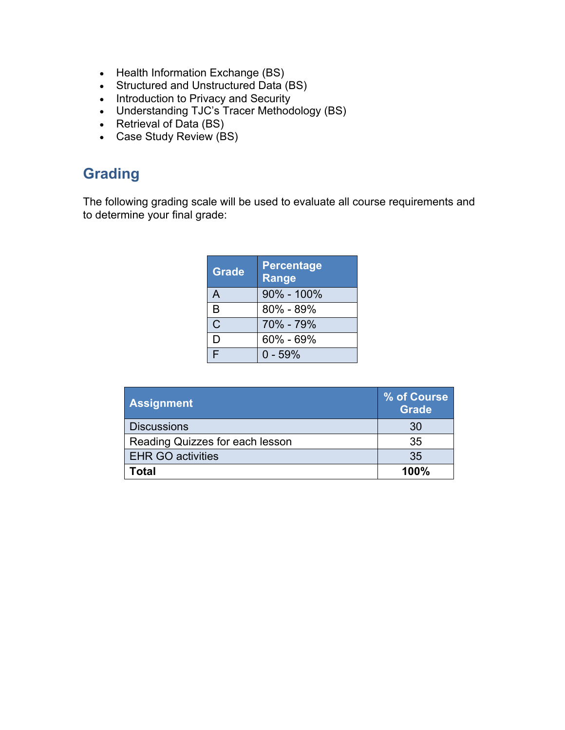- Health Information Exchange (BS)
- Structured and Unstructured Data (BS)
- Introduction to Privacy and Security
- Understanding TJC's Tracer Methodology (BS)
- Retrieval of Data (BS)
- Case Study Review (BS)

## Grading

The following grading scale will be used to evaluate all course requirements and to determine your final grade:

| Grade | Percentage Range |
|---|---|
| A | 90% - 100% |
| B | 80% - 89% |
| C | 70% - 79% |
| D | 60% - 69% |
| F | 0 - 59% |

| Assignment | % of Course Grade |
|---|---|
| Discussions | 30 |
| Reading Quizzes for each lesson | 35 |
| EHR GO activities | 35 |
| **Total** | **100%** |